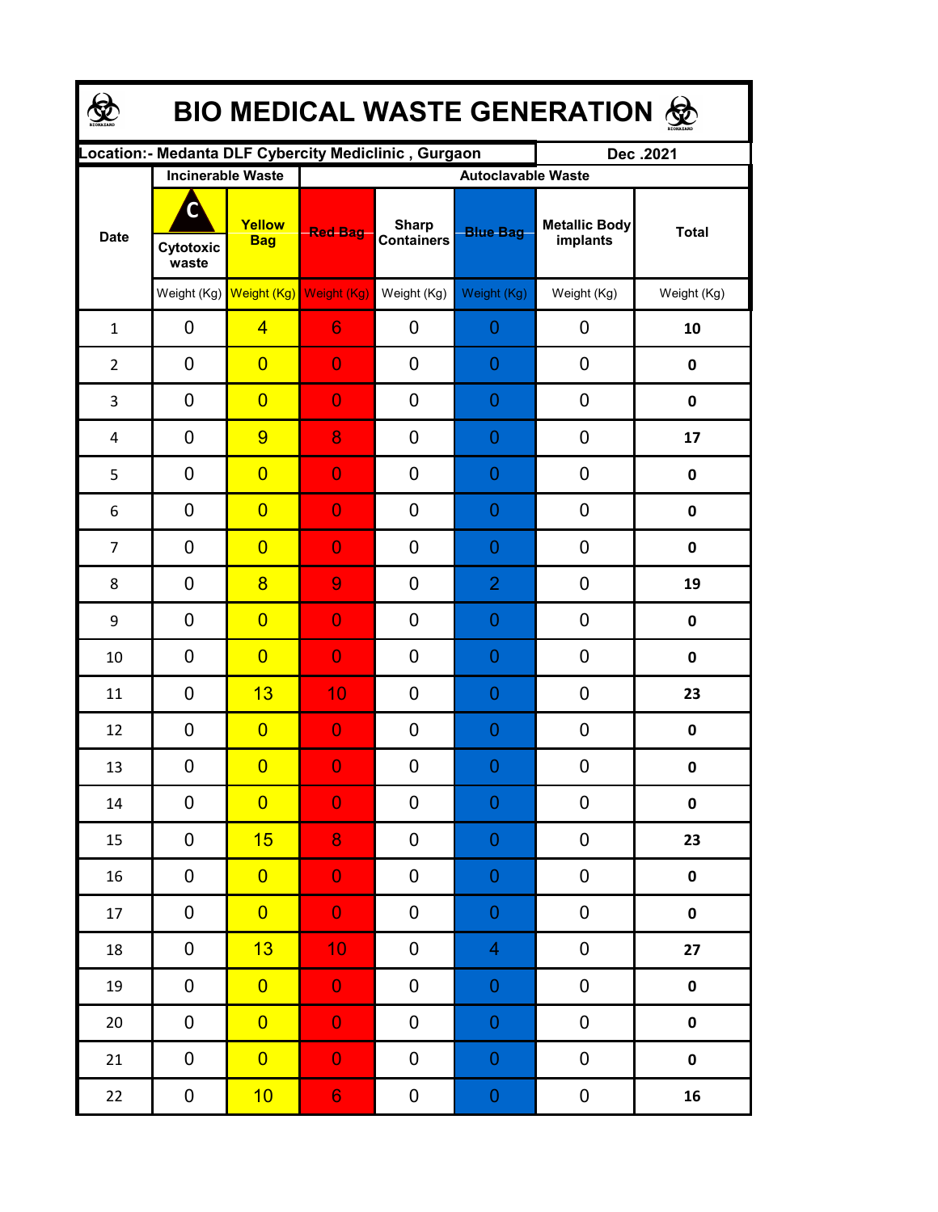# BIO MEDICAL WASTE GENERATION

| Location:- Medanta DLF Cybercity Mediclinic , Gurgaon | | | | | | | Dec .2021 |
|---|---|---|---|---|---|---|---|
| Date | Incinerable Waste | | Autoclavable Waste | | | | |
| | C Cytotoxic waste | Yellow Bag | Red Bag | Sharp Containers | Blue Bag | Metallic Body implants | Total |
| | Weight (Kg) | Weight (Kg) | Weight (Kg) | Weight (Kg) | Weight (Kg) | Weight (Kg) | Weight (Kg) |
| 1 | 0 | 4 | 6 | 0 | 0 | 0 | **10** |
| 2 | 0 | 0 | 0 | 0 | 0 | 0 | **0** |
| 3 | 0 | 0 | 0 | 0 | 0 | 0 | **0** |
| 4 | 0 | 9 | 8 | 0 | 0 | 0 | **17** |
| 5 | 0 | 0 | 0 | 0 | 0 | 0 | **0** |
| 6 | 0 | 0 | 0 | 0 | 0 | 0 | **0** |
| 7 | 0 | 0 | 0 | 0 | 0 | 0 | **0** |
| 8 | 0 | 8 | 9 | 0 | 2 | 0 | **19** |
| 9 | 0 | 0 | 0 | 0 | 0 | 0 | **0** |
| 10 | 0 | 0 | 0 | 0 | 0 | 0 | **0** |
| 11 | 0 | 13 | 10 | 0 | 0 | 0 | **23** |
| 12 | 0 | 0 | 0 | 0 | 0 | 0 | **0** |
| 13 | 0 | 0 | 0 | 0 | 0 | 0 | **0** |
| 14 | 0 | 0 | 0 | 0 | 0 | 0 | **0** |
| 15 | 0 | 15 | 8 | 0 | 0 | 0 | **23** |
| 16 | 0 | 0 | 0 | 0 | 0 | 0 | **0** |
| 17 | 0 | 0 | 0 | 0 | 0 | 0 | **0** |
| 18 | 0 | 13 | 10 | 0 | 4 | 0 | **27** |
| 19 | 0 | 0 | 0 | 0 | 0 | 0 | **0** |
| 20 | 0 | 0 | 0 | 0 | 0 | 0 | **0** |
| 21 | 0 | 0 | 0 | 0 | 0 | 0 | **0** |
| 22 | 0 | 10 | 6 | 0 | 0 | 0 | **16** |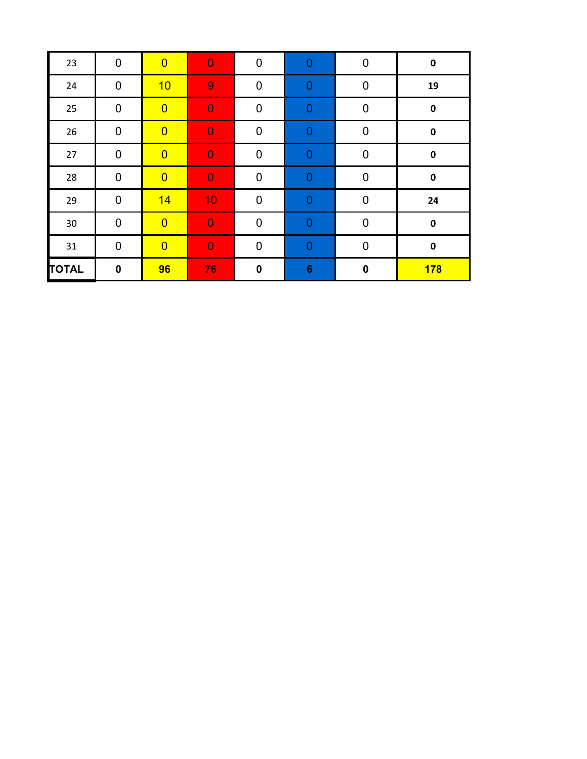| | | | | | | | |
|---|---|---|---|---|---|---|---|
| 23 | 0 | 0 | 0 | 0 | 0 | 0 | **0** |
| 24 | 0 | 10 | 9 | 0 | 0 | 0 | **19** |
| 25 | 0 | 0 | 0 | 0 | 0 | 0 | **0** |
| 26 | 0 | 0 | 0 | 0 | 0 | 0 | **0** |
| 27 | 0 | 0 | 0 | 0 | 0 | 0 | **0** |
| 28 | 0 | 0 | 0 | 0 | 0 | 0 | **0** |
| 29 | 0 | 14 | 10 | 0 | 0 | 0 | **24** |
| 30 | 0 | 0 | 0 | 0 | 0 | 0 | **0** |
| 31 | 0 | 0 | 0 | 0 | 0 | 0 | **0** |
| **TOTAL** | **0** | **96** | **76** | **0** | **6** | **0** | **178** |